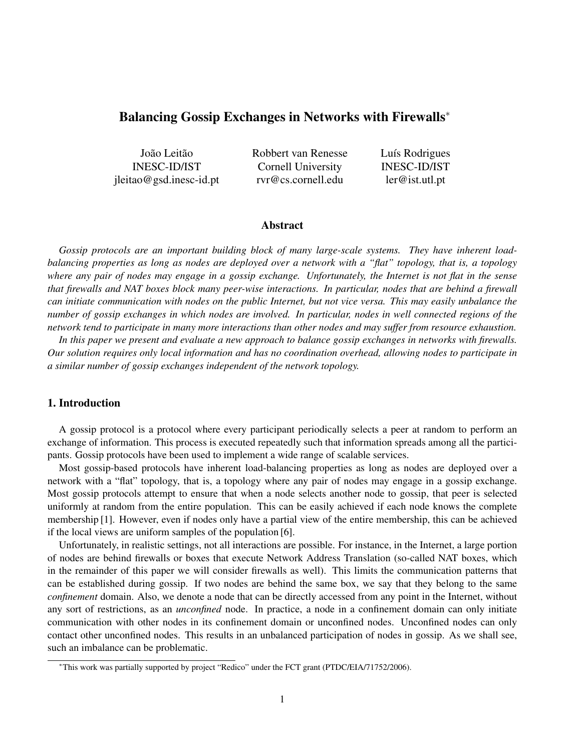# Balancing Gossip Exchanges in Networks with Firewalls*

João Leitão
INESC-ID/IST
jleitao@gsd.inesc-id.pt

Robbert van Renesse
Cornell University
rvr@cs.cornell.edu

Luís Rodrigues
INESC-ID/IST
ler@ist.utl.pt

## Abstract

*Gossip protocols are an important building block of many large-scale systems. They have inherent load-balancing properties as long as nodes are deployed over a network with a "flat" topology, that is, a topology where any pair of nodes may engage in a gossip exchange. Unfortunately, the Internet is not flat in the sense that firewalls and NAT boxes block many peer-wise interactions. In particular, nodes that are behind a firewall can initiate communication with nodes on the public Internet, but not vice versa. This may easily unbalance the number of gossip exchanges in which nodes are involved. In particular, nodes in well connected regions of the network tend to participate in many more interactions than other nodes and may suffer from resource exhaustion.*

*In this paper we present and evaluate a new approach to balance gossip exchanges in networks with firewalls. Our solution requires only local information and has no coordination overhead, allowing nodes to participate in a similar number of gossip exchanges independent of the network topology.*

## 1. Introduction

A gossip protocol is a protocol where every participant periodically selects a peer at random to perform an exchange of information. This process is executed repeatedly such that information spreads among all the participants. Gossip protocols have been used to implement a wide range of scalable services.

Most gossip-based protocols have inherent load-balancing properties as long as nodes are deployed over a network with a "flat" topology, that is, a topology where any pair of nodes may engage in a gossip exchange. Most gossip protocols attempt to ensure that when a node selects another node to gossip, that peer is selected uniformly at random from the entire population. This can be easily achieved if each node knows the complete membership [1]. However, even if nodes only have a partial view of the entire membership, this can be achieved if the local views are uniform samples of the population [6].

Unfortunately, in realistic settings, not all interactions are possible. For instance, in the Internet, a large portion of nodes are behind firewalls or boxes that execute Network Address Translation (so-called NAT boxes, which in the remainder of this paper we will consider firewalls as well). This limits the communication patterns that can be established during gossip. If two nodes are behind the same box, we say that they belong to the same *confinement* domain. Also, we denote a node that can be directly accessed from any point in the Internet, without any sort of restrictions, as an *unconfined* node. In practice, a node in a confinement domain can only initiate communication with other nodes in its confinement domain or unconfined nodes. Unconfined nodes can only contact other unconfined nodes. This results in an unbalanced participation of nodes in gossip. As we shall see, such an imbalance can be problematic.

*This work was partially supported by project "Redico" under the FCT grant (PTDC/EIA/71752/2006).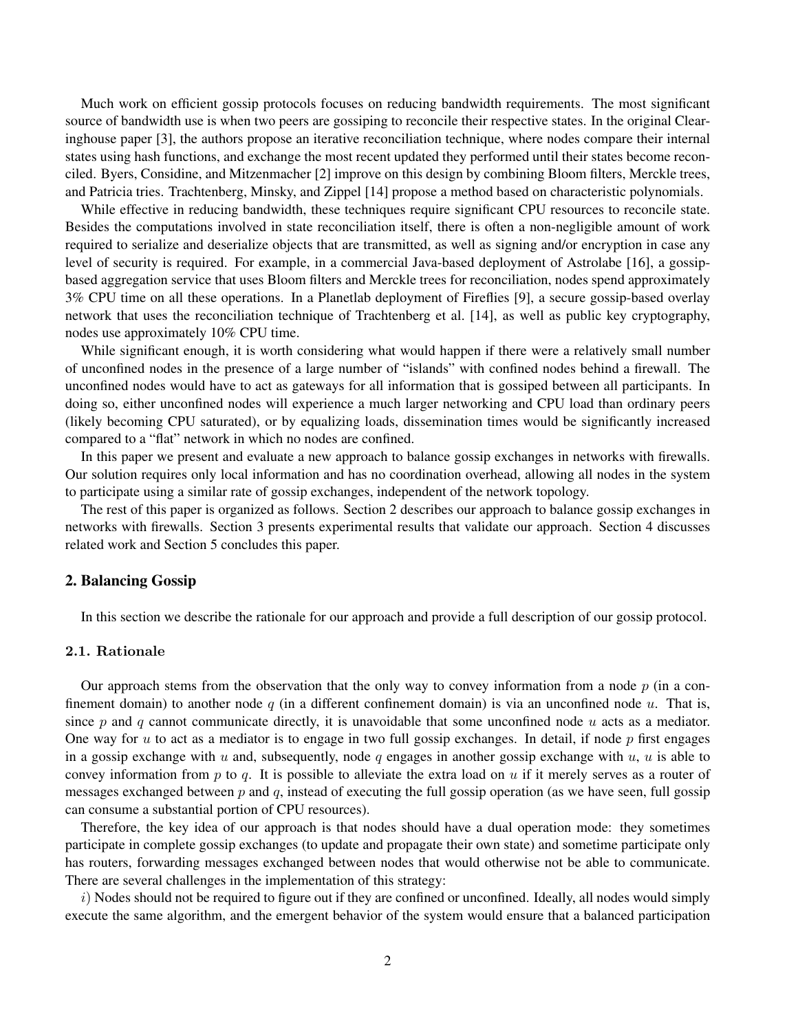Much work on efficient gossip protocols focuses on reducing bandwidth requirements. The most significant source of bandwidth use is when two peers are gossiping to reconcile their respective states. In the original Clearinghouse paper [3], the authors propose an iterative reconciliation technique, where nodes compare their internal states using hash functions, and exchange the most recent updated they performed until their states become reconciled. Byers, Considine, and Mitzenmacher [2] improve on this design by combining Bloom filters, Merckle trees, and Patricia tries. Trachtenberg, Minsky, and Zippel [14] propose a method based on characteristic polynomials.

While effective in reducing bandwidth, these techniques require significant CPU resources to reconcile state. Besides the computations involved in state reconciliation itself, there is often a non-negligible amount of work required to serialize and deserialize objects that are transmitted, as well as signing and/or encryption in case any level of security is required. For example, in a commercial Java-based deployment of Astrolabe [16], a gossip-based aggregation service that uses Bloom filters and Merckle trees for reconciliation, nodes spend approximately 3% CPU time on all these operations. In a Planetlab deployment of Fireflies [9], a secure gossip-based overlay network that uses the reconciliation technique of Trachtenberg et al. [14], as well as public key cryptography, nodes use approximately 10% CPU time.

While significant enough, it is worth considering what would happen if there were a relatively small number of unconfined nodes in the presence of a large number of "islands" with confined nodes behind a firewall. The unconfined nodes would have to act as gateways for all information that is gossiped between all participants. In doing so, either unconfined nodes will experience a much larger networking and CPU load than ordinary peers (likely becoming CPU saturated), or by equalizing loads, dissemination times would be significantly increased compared to a "flat" network in which no nodes are confined.

In this paper we present and evaluate a new approach to balance gossip exchanges in networks with firewalls. Our solution requires only local information and has no coordination overhead, allowing all nodes in the system to participate using a similar rate of gossip exchanges, independent of the network topology.

The rest of this paper is organized as follows. Section 2 describes our approach to balance gossip exchanges in networks with firewalls. Section 3 presents experimental results that validate our approach. Section 4 discusses related work and Section 5 concludes this paper.

## 2. Balancing Gossip

In this section we describe the rationale for our approach and provide a full description of our gossip protocol.

### 2.1. Rationale

Our approach stems from the observation that the only way to convey information from a node $p$ (in a confinement domain) to another node $q$ (in a different confinement domain) is via an unconfined node $u$. That is, since $p$ and $q$ cannot communicate directly, it is unavoidable that some unconfined node $u$ acts as a mediator. One way for $u$ to act as a mediator is to engage in two full gossip exchanges. In detail, if node $p$ first engages in a gossip exchange with $u$ and, subsequently, node $q$ engages in another gossip exchange with $u$, $u$ is able to convey information from $p$ to $q$. It is possible to alleviate the extra load on $u$ if it merely serves as a router of messages exchanged between $p$ and $q$, instead of executing the full gossip operation (as we have seen, full gossip can consume a substantial portion of CPU resources).

Therefore, the key idea of our approach is that nodes should have a dual operation mode: they sometimes participate in complete gossip exchanges (to update and propagate their own state) and sometime participate only has routers, forwarding messages exchanged between nodes that would otherwise not be able to communicate. There are several challenges in the implementation of this strategy:

$i$) Nodes should not be required to figure out if they are confined or unconfined. Ideally, all nodes would simply execute the same algorithm, and the emergent behavior of the system would ensure that a balanced participation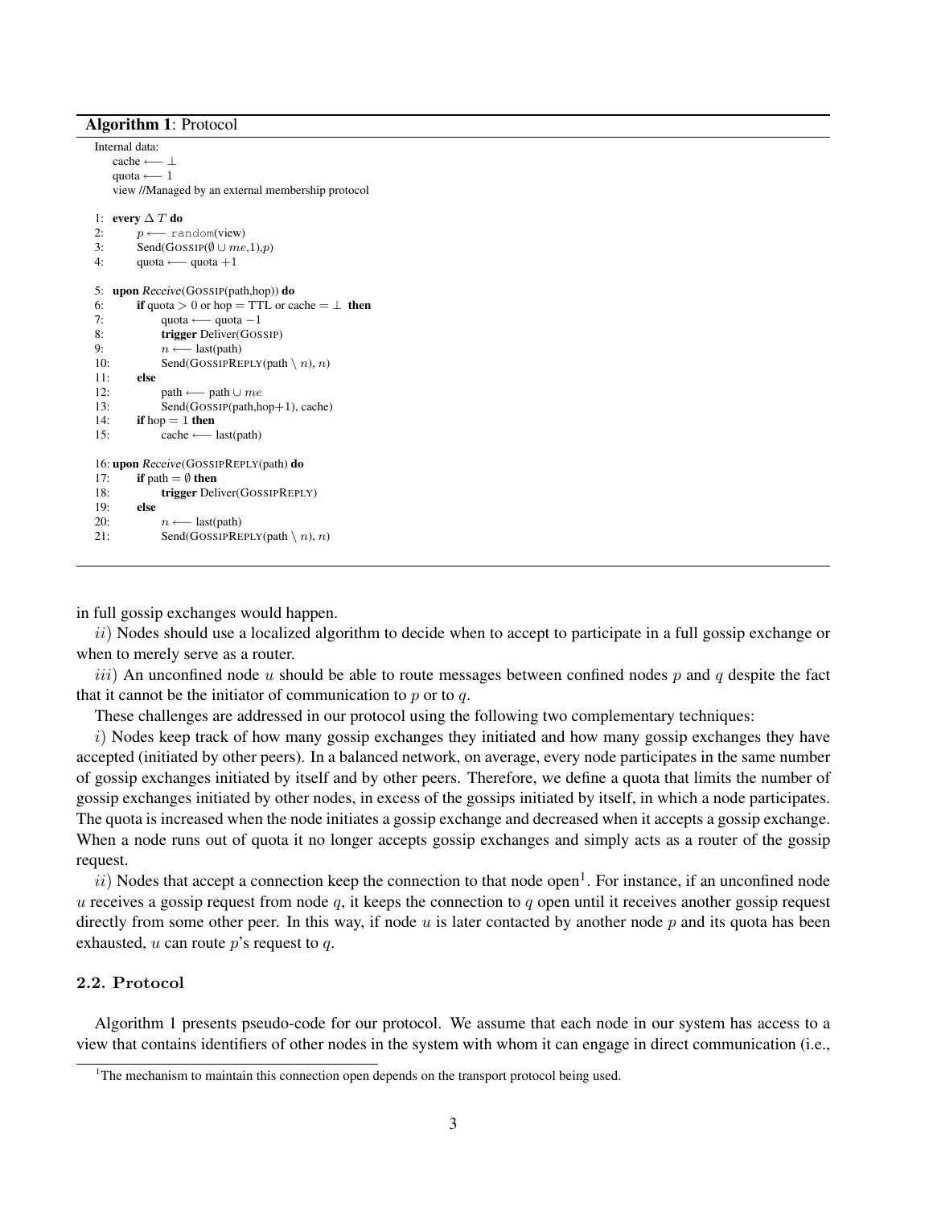**Algorithm 1**: Protocol

```
Internal data:
    cache ⟵ ⊥
    quota ⟵ 1
    view //Managed by an external membership protocol

1:  every ΔT do
2:      p ⟵ random(view)
3:      Send(GOSSIP(∅ ∪ me,1),p)
4:      quota ⟵ quota +1

5:  upon Receive(GOSSIP(path,hop)) do
6:      if quota > 0 or hop = TTL or cache = ⊥ then
7:          quota ⟵ quota −1
8:          trigger Deliver(GOSSIP)
9:          n ⟵ last(path)
10:         Send(GOSSIPREPLY(path \ n), n)
11:     else
12:         path ⟵ path ∪ me
13:         Send(GOSSIP(path,hop+1), cache)
14:     if hop = 1 then
15:         cache ⟵ last(path)

16: upon Receive(GOSSIPREPLY(path) do
17:     if path = ∅ then
18:         trigger Deliver(GOSSIPREPLY)
19:     else
20:         n ⟵ last(path)
21:         Send(GOSSIPREPLY(path \ n), n)
```

in full gossip exchanges would happen.

*ii*) Nodes should use a localized algorithm to decide when to accept to participate in a full gossip exchange or when to merely serve as a router.

*iii*) An unconfined node $u$ should be able to route messages between confined nodes $p$ and $q$ despite the fact that it cannot be the initiator of communication to $p$ or to $q$.

These challenges are addressed in our protocol using the following two complementary techniques:

*i*) Nodes keep track of how many gossip exchanges they initiated and how many gossip exchanges they have accepted (initiated by other peers). In a balanced network, on average, every node participates in the same number of gossip exchanges initiated by itself and by other peers. Therefore, we define a quota that limits the number of gossip exchanges initiated by other nodes, in excess of the gossips initiated by itself, in which a node participates. The quota is increased when the node initiates a gossip exchange and decreased when it accepts a gossip exchange. When a node runs out of quota it no longer accepts gossip exchanges and simply acts as a router of the gossip request.

*ii*) Nodes that accept a connection keep the connection to that node open[1]. For instance, if an unconfined node $u$ receives a gossip request from node $q$, it keeps the connection to $q$ open until it receives another gossip request directly from some other peer. In this way, if node $u$ is later contacted by another node $p$ and its quota has been exhausted, $u$ can route $p$'s request to $q$.

### 2.2. Protocol

Algorithm 1 presents pseudo-code for our protocol. We assume that each node in our system has access to a view that contains identifiers of other nodes in the system with whom it can engage in direct communication (i.e.,

[1] The mechanism to maintain this connection open depends on the transport protocol being used.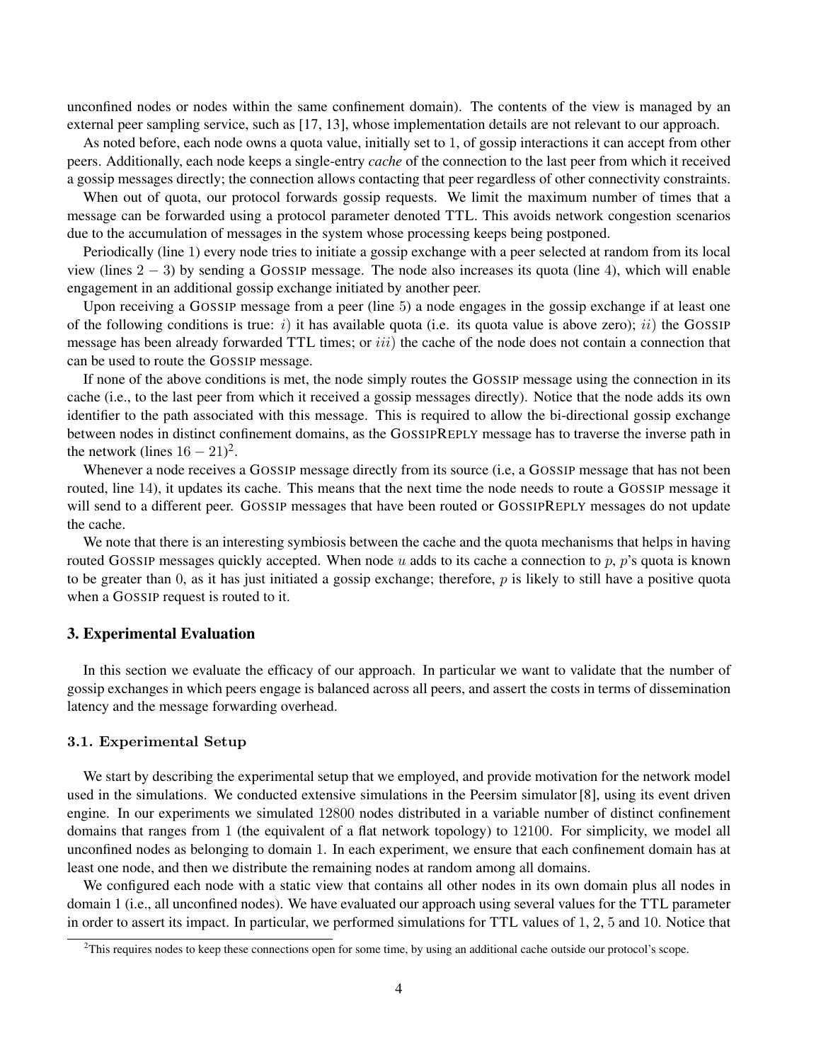unconfined nodes or nodes within the same confinement domain). The contents of the view is managed by an external peer sampling service, such as [17, 13], whose implementation details are not relevant to our approach.

As noted before, each node owns a quota value, initially set to 1, of gossip interactions it can accept from other peers. Additionally, each node keeps a single-entry *cache* of the connection to the last peer from which it received a gossip messages directly; the connection allows contacting that peer regardless of other connectivity constraints.

When out of quota, our protocol forwards gossip requests. We limit the maximum number of times that a message can be forwarded using a protocol parameter denoted TTL. This avoids network congestion scenarios due to the accumulation of messages in the system whose processing keeps being postponed.

Periodically (line 1) every node tries to initiate a gossip exchange with a peer selected at random from its local view (lines $2-3$) by sending a GOSSIP message. The node also increases its quota (line 4), which will enable engagement in an additional gossip exchange initiated by another peer.

Upon receiving a GOSSIP message from a peer (line 5) a node engages in the gossip exchange if at least one of the following conditions is true: $i$) it has available quota (i.e. its quota value is above zero); $ii$) the GOSSIP message has been already forwarded TTL times; or $iii$) the cache of the node does not contain a connection that can be used to route the GOSSIP message.

If none of the above conditions is met, the node simply routes the GOSSIP message using the connection in its cache (i.e., to the last peer from which it received a gossip messages directly). Notice that the node adds its own identifier to the path associated with this message. This is required to allow the bi-directional gossip exchange between nodes in distinct confinement domains, as the GOSSIPREPLY message has to traverse the inverse path in the network (lines $16-21$)[2].

Whenever a node receives a GOSSIP message directly from its source (i.e, a GOSSIP message that has not been routed, line 14), it updates its cache. This means that the next time the node needs to route a GOSSIP message it will send to a different peer. GOSSIP messages that have been routed or GOSSIPREPLY messages do not update the cache.

We note that there is an interesting symbiosis between the cache and the quota mechanisms that helps in having routed GOSSIP messages quickly accepted. When node $u$ adds to its cache a connection to $p$, $p$'s quota is known to be greater than 0, as it has just initiated a gossip exchange; therefore, $p$ is likely to still have a positive quota when a GOSSIP request is routed to it.

## 3. Experimental Evaluation

In this section we evaluate the efficacy of our approach. In particular we want to validate that the number of gossip exchanges in which peers engage is balanced across all peers, and assert the costs in terms of dissemination latency and the message forwarding overhead.

### 3.1. Experimental Setup

We start by describing the experimental setup that we employed, and provide motivation for the network model used in the simulations. We conducted extensive simulations in the Peersim simulator [8], using its event driven engine. In our experiments we simulated 12800 nodes distributed in a variable number of distinct confinement domains that ranges from 1 (the equivalent of a flat network topology) to 12100. For simplicity, we model all unconfined nodes as belonging to domain 1. In each experiment, we ensure that each confinement domain has at least one node, and then we distribute the remaining nodes at random among all domains.

We configured each node with a static view that contains all other nodes in its own domain plus all nodes in domain 1 (i.e., all unconfined nodes). We have evaluated our approach using several values for the TTL parameter in order to assert its impact. In particular, we performed simulations for TTL values of 1, 2, 5 and 10. Notice that

[2] This requires nodes to keep these connections open for some time, by using an additional cache outside our protocol's scope.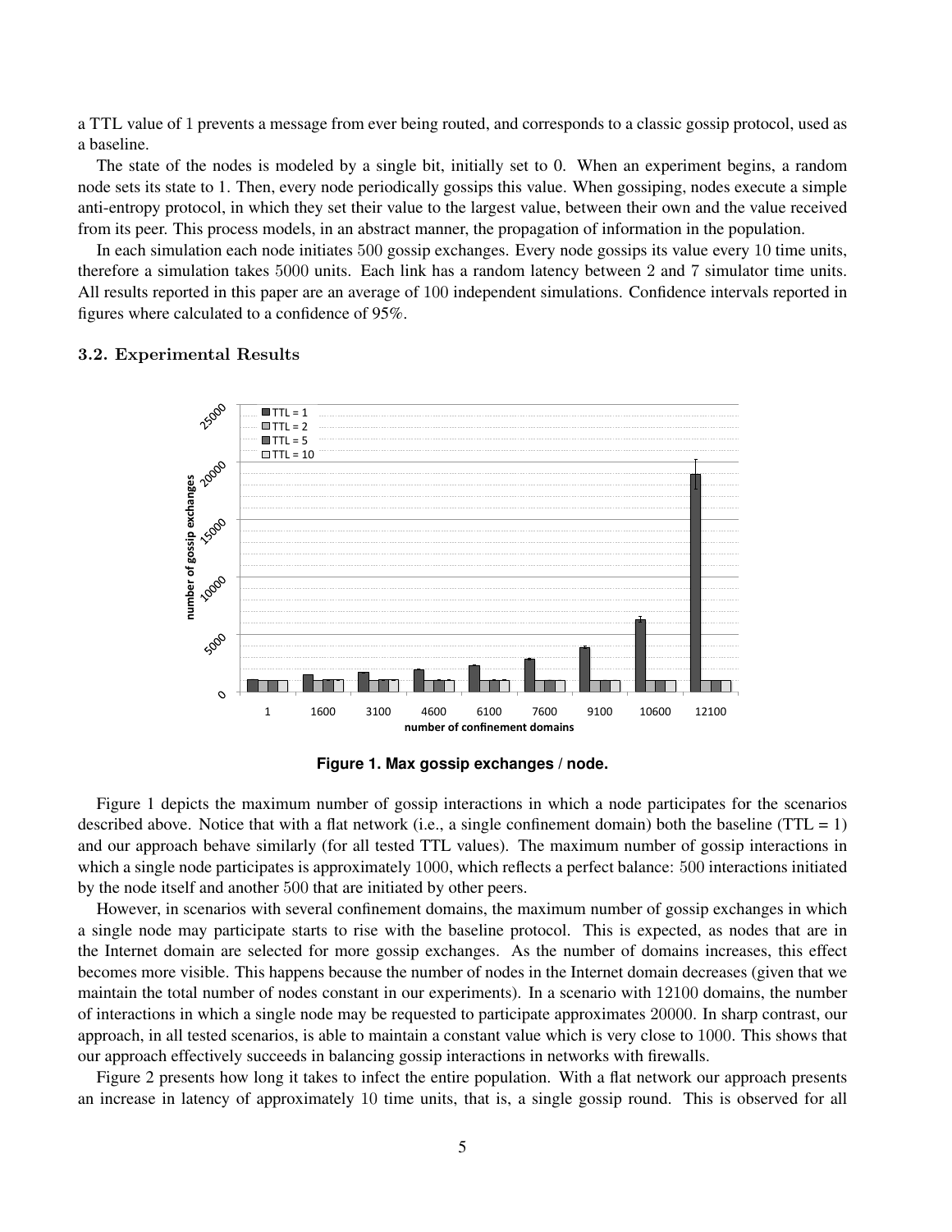a TTL value of 1 prevents a message from ever being routed, and corresponds to a classic gossip protocol, used as a baseline.

The state of the nodes is modeled by a single bit, initially set to 0. When an experiment begins, a random node sets its state to 1. Then, every node periodically gossips this value. When gossiping, nodes execute a simple anti-entropy protocol, in which they set their value to the largest value, between their own and the value received from its peer. This process models, in an abstract manner, the propagation of information in the population.

In each simulation each node initiates 500 gossip exchanges. Every node gossips its value every 10 time units, therefore a simulation takes 5000 units. Each link has a random latency between 2 and 7 simulator time units. All results reported in this paper are an average of 100 independent simulations. Confidence intervals reported in figures where calculated to a confidence of 95%.

### 3.2. Experimental Results

**Figure 1. Max gossip exchanges / node.**

Figure 1 depicts the maximum number of gossip interactions in which a node participates for the scenarios described above. Notice that with a flat network (i.e., a single confinement domain) both the baseline (TTL = 1) and our approach behave similarly (for all tested TTL values). The maximum number of gossip interactions in which a single node participates is approximately 1000, which reflects a perfect balance: 500 interactions initiated by the node itself and another 500 that are initiated by other peers.

However, in scenarios with several confinement domains, the maximum number of gossip exchanges in which a single node may participate starts to rise with the baseline protocol. This is expected, as nodes that are in the Internet domain are selected for more gossip exchanges. As the number of domains increases, this effect becomes more visible. This happens because the number of nodes in the Internet domain decreases (given that we maintain the total number of nodes constant in our experiments). In a scenario with 12100 domains, the number of interactions in which a single node may be requested to participate approximates 20000. In sharp contrast, our approach, in all tested scenarios, is able to maintain a constant value which is very close to 1000. This shows that our approach effectively succeeds in balancing gossip interactions in networks with firewalls.

Figure 2 presents how long it takes to infect the entire population. With a flat network our approach presents an increase in latency of approximately 10 time units, that is, a single gossip round. This is observed for all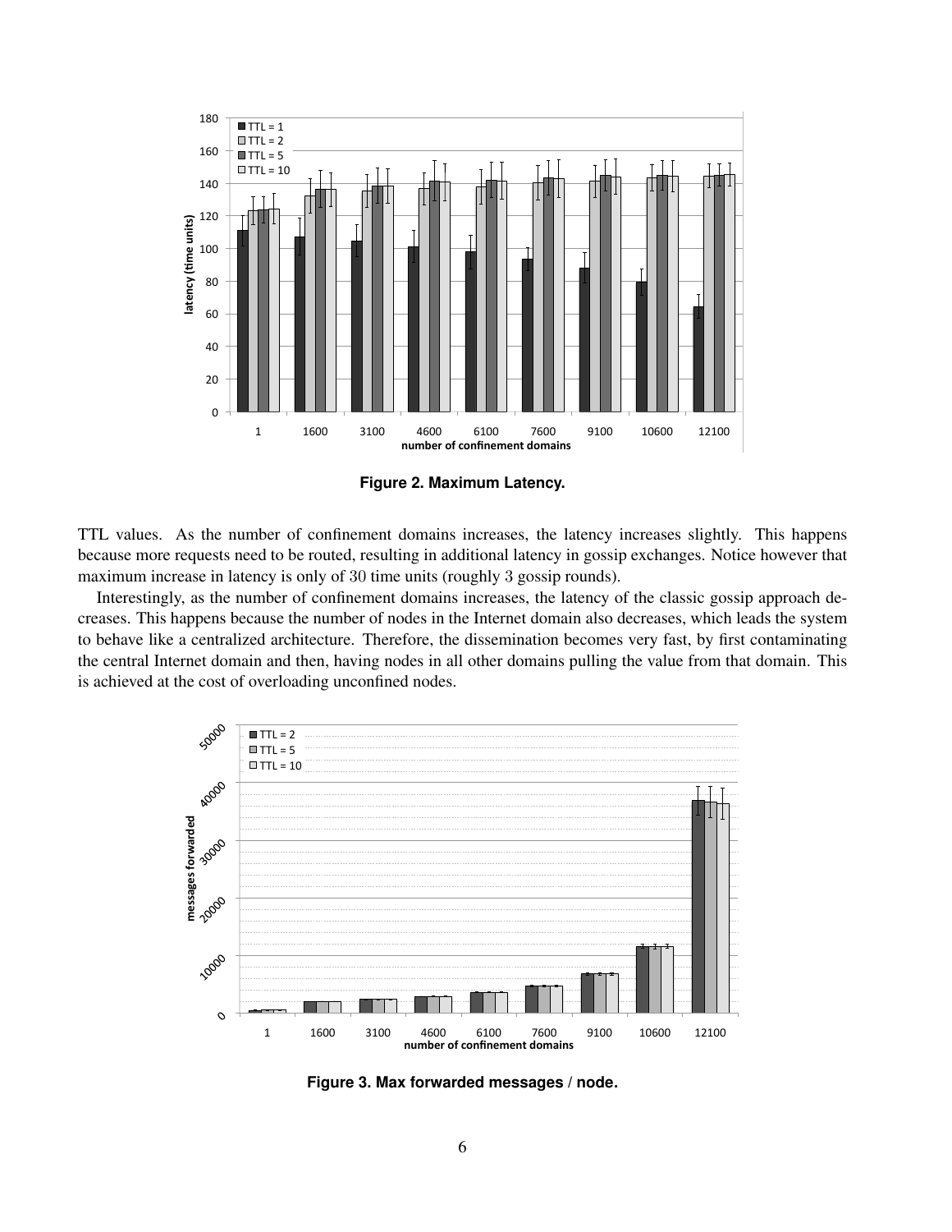**Figure 2. Maximum Latency.**

TTL values. As the number of confinement domains increases, the latency increases slightly. This happens because more requests need to be routed, resulting in additional latency in gossip exchanges. Notice however that maximum increase in latency is only of 30 time units (roughly 3 gossip rounds).

Interestingly, as the number of confinement domains increases, the latency of the classic gossip approach decreases. This happens because the number of nodes in the Internet domain also decreases, which leads the system to behave like a centralized architecture. Therefore, the dissemination becomes very fast, by first contaminating the central Internet domain and then, having nodes in all other domains pulling the value from that domain. This is achieved at the cost of overloading unconfined nodes.

**Figure 3. Max forwarded messages / node.**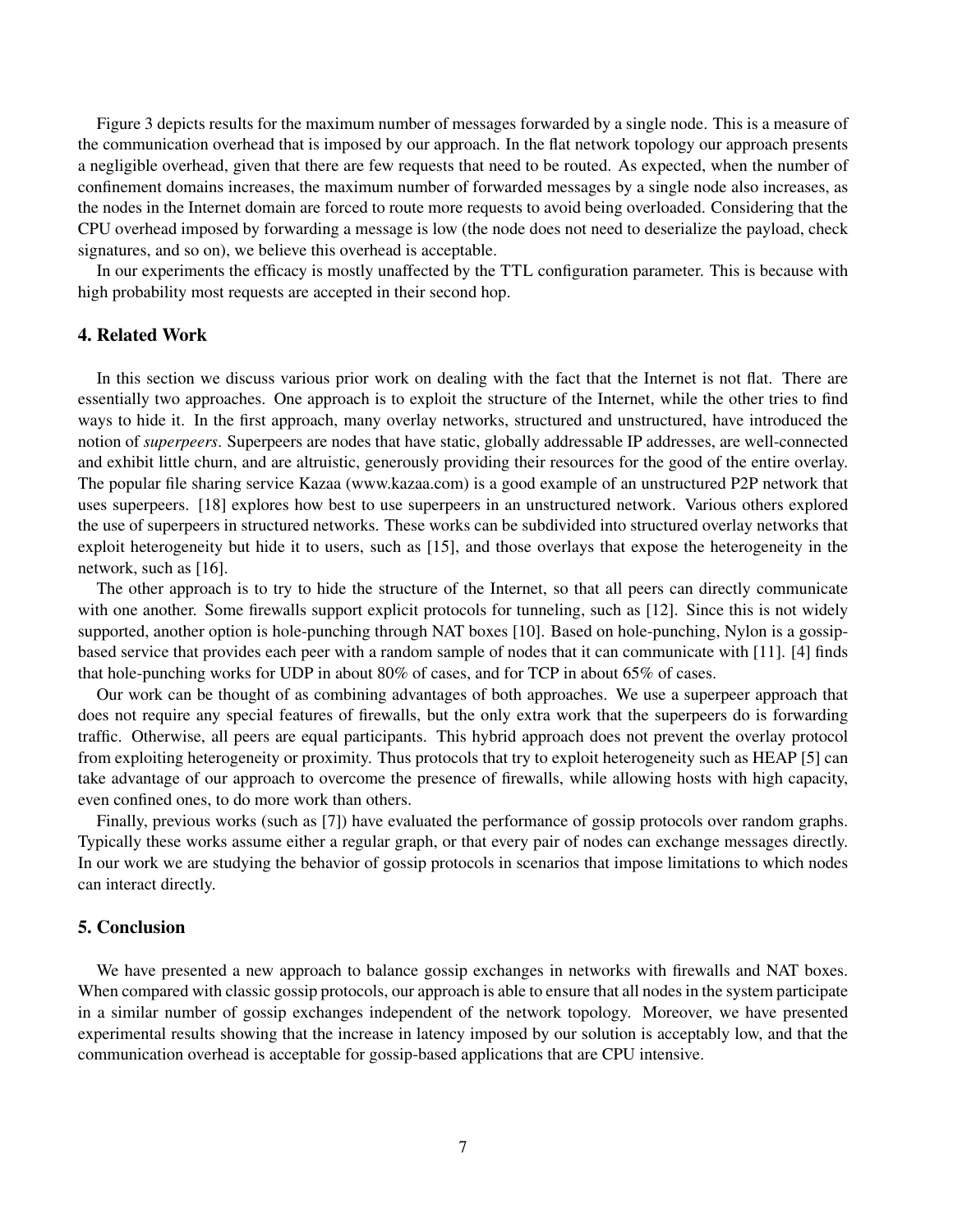Figure 3 depicts results for the maximum number of messages forwarded by a single node. This is a measure of the communication overhead that is imposed by our approach. In the flat network topology our approach presents a negligible overhead, given that there are few requests that need to be routed. As expected, when the number of confinement domains increases, the maximum number of forwarded messages by a single node also increases, as the nodes in the Internet domain are forced to route more requests to avoid being overloaded. Considering that the CPU overhead imposed by forwarding a message is low (the node does not need to deserialize the payload, check signatures, and so on), we believe this overhead is acceptable.

In our experiments the efficacy is mostly unaffected by the TTL configuration parameter. This is because with high probability most requests are accepted in their second hop.

## 4. Related Work

In this section we discuss various prior work on dealing with the fact that the Internet is not flat. There are essentially two approaches. One approach is to exploit the structure of the Internet, while the other tries to find ways to hide it. In the first approach, many overlay networks, structured and unstructured, have introduced the notion of *superpeers*. Superpeers are nodes that have static, globally addressable IP addresses, are well-connected and exhibit little churn, and are altruistic, generously providing their resources for the good of the entire overlay. The popular file sharing service Kazaa (www.kazaa.com) is a good example of an unstructured P2P network that uses superpeers. [18] explores how best to use superpeers in an unstructured network. Various others explored the use of superpeers in structured networks. These works can be subdivided into structured overlay networks that exploit heterogeneity but hide it to users, such as [15], and those overlays that expose the heterogeneity in the network, such as [16].

The other approach is to try to hide the structure of the Internet, so that all peers can directly communicate with one another. Some firewalls support explicit protocols for tunneling, such as [12]. Since this is not widely supported, another option is hole-punching through NAT boxes [10]. Based on hole-punching, Nylon is a gossip-based service that provides each peer with a random sample of nodes that it can communicate with [11]. [4] finds that hole-punching works for UDP in about 80% of cases, and for TCP in about 65% of cases.

Our work can be thought of as combining advantages of both approaches. We use a superpeer approach that does not require any special features of firewalls, but the only extra work that the superpeers do is forwarding traffic. Otherwise, all peers are equal participants. This hybrid approach does not prevent the overlay protocol from exploiting heterogeneity or proximity. Thus protocols that try to exploit heterogeneity such as HEAP [5] can take advantage of our approach to overcome the presence of firewalls, while allowing hosts with high capacity, even confined ones, to do more work than others.

Finally, previous works (such as [7]) have evaluated the performance of gossip protocols over random graphs. Typically these works assume either a regular graph, or that every pair of nodes can exchange messages directly. In our work we are studying the behavior of gossip protocols in scenarios that impose limitations to which nodes can interact directly.

## 5. Conclusion

We have presented a new approach to balance gossip exchanges in networks with firewalls and NAT boxes. When compared with classic gossip protocols, our approach is able to ensure that all nodes in the system participate in a similar number of gossip exchanges independent of the network topology. Moreover, we have presented experimental results showing that the increase in latency imposed by our solution is acceptably low, and that the communication overhead is acceptable for gossip-based applications that are CPU intensive.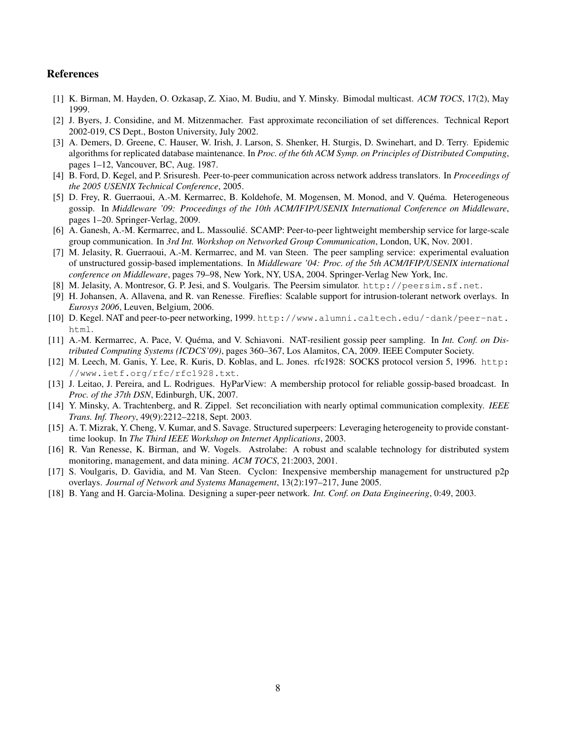## References

[1] K. Birman, M. Hayden, O. Ozkasap, Z. Xiao, M. Budiu, and Y. Minsky. Bimodal multicast. *ACM TOCS*, 17(2), May 1999.

[2] J. Byers, J. Considine, and M. Mitzenmacher. Fast approximate reconciliation of set differences. Technical Report 2002-019, CS Dept., Boston University, July 2002.

[3] A. Demers, D. Greene, C. Hauser, W. Irish, J. Larson, S. Shenker, H. Sturgis, D. Swinehart, and D. Terry. Epidemic algorithms for replicated database maintenance. In *Proc. of the 6th ACM Symp. on Principles of Distributed Computing*, pages 1–12, Vancouver, BC, Aug. 1987.

[4] B. Ford, D. Kegel, and P. Srisuresh. Peer-to-peer communication across network address translators. In *Proceedings of the 2005 USENIX Technical Conference*, 2005.

[5] D. Frey, R. Guerraoui, A.-M. Kermarrec, B. Koldehofe, M. Mogensen, M. Monod, and V. Quéma. Heterogeneous gossip. In *Middleware '09: Proceedings of the 10th ACM/IFIP/USENIX International Conference on Middleware*, pages 1–20. Springer-Verlag, 2009.

[6] A. Ganesh, A.-M. Kermarrec, and L. Massoulié. SCAMP: Peer-to-peer lightweight membership service for large-scale group communication. In *3rd Int. Workshop on Networked Group Communication*, London, UK, Nov. 2001.

[7] M. Jelasity, R. Guerraoui, A.-M. Kermarrec, and M. van Steen. The peer sampling service: experimental evaluation of unstructured gossip-based implementations. In *Middleware '04: Proc. of the 5th ACM/IFIP/USENIX international conference on Middleware*, pages 79–98, New York, NY, USA, 2004. Springer-Verlag New York, Inc.

[8] M. Jelasity, A. Montresor, G. P. Jesi, and S. Voulgaris. The Peersim simulator. `http://peersim.sf.net`.

[9] H. Johansen, A. Allavena, and R. van Renesse. Fireflies: Scalable support for intrusion-tolerant network overlays. In *Eurosys 2006*, Leuven, Belgium, 2006.

[10] D. Kegel. NAT and peer-to-peer networking, 1999. `http://www.alumni.caltech.edu/~dank/peer-nat.html`.

[11] A.-M. Kermarrec, A. Pace, V. Quéma, and V. Schiavoni. NAT-resilient gossip peer sampling. In *Int. Conf. on Distributed Computing Systems (ICDCS'09)*, pages 360–367, Los Alamitos, CA, 2009. IEEE Computer Society.

[12] M. Leech, M. Ganis, Y. Lee, R. Kuris, D. Koblas, and L. Jones. rfc1928: SOCKS protocol version 5, 1996. `http://www.ietf.org/rfc/rfc1928.txt`.

[13] J. Leitao, J. Pereira, and L. Rodrigues. HyParView: A membership protocol for reliable gossip-based broadcast. In *Proc. of the 37th DSN*, Edinburgh, UK, 2007.

[14] Y. Minsky, A. Trachtenberg, and R. Zippel. Set reconciliation with nearly optimal communication complexity. *IEEE Trans. Inf. Theory*, 49(9):2212–2218, Sept. 2003.

[15] A. T. Mizrak, Y. Cheng, V. Kumar, and S. Savage. Structured superpeers: Leveraging heterogeneity to provide constant-time lookup. In *The Third IEEE Workshop on Internet Applications*, 2003.

[16] R. Van Renesse, K. Birman, and W. Vogels. Astrolabe: A robust and scalable technology for distributed system monitoring, management, and data mining. *ACM TOCS*, 21:2003, 2001.

[17] S. Voulgaris, D. Gavidia, and M. Van Steen. Cyclon: Inexpensive membership management for unstructured p2p overlays. *Journal of Network and Systems Management*, 13(2):197–217, June 2005.

[18] B. Yang and H. Garcia-Molina. Designing a super-peer network. *Int. Conf. on Data Engineering*, 0:49, 2003.